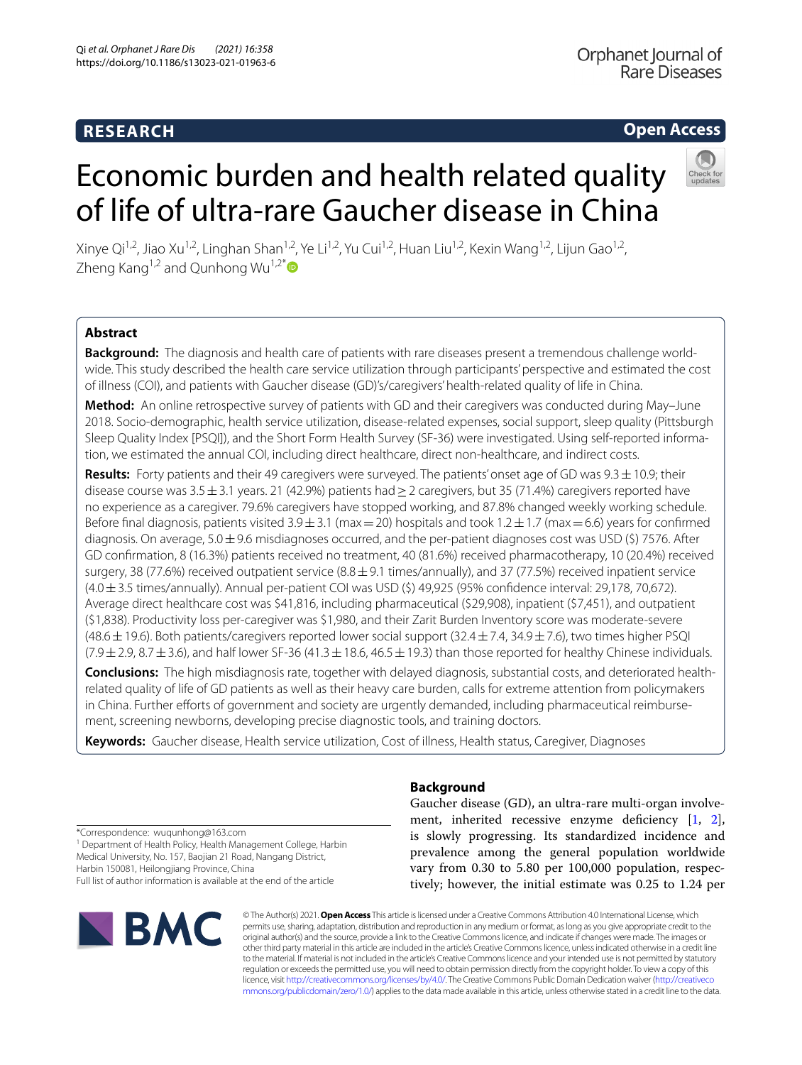RESEARCH

Open Access

# Economic burden and health related quality of life of ultra-rare Gaucher disease in China

Xinye Qi[1,2], Jiao Xu[1,2], Linghan Shan[1,2], Ye Li[1,2], Yu Cui[1,2], Huan Liu[1,2], Kexin Wang[1,2], Lijun Gao[1,2], Zheng Kang[1,2] and Qunhong Wu[1,2*]

## Abstract

**Background:** The diagnosis and health care of patients with rare diseases present a tremendous challenge worldwide. This study described the health care service utilization through participants' perspective and estimated the cost of illness (COI), and patients with Gaucher disease (GD)'s/caregivers' health-related quality of life in China.

**Method:** An online retrospective survey of patients with GD and their caregivers was conducted during May–June 2018. Socio-demographic, health service utilization, disease-related expenses, social support, sleep quality (Pittsburgh Sleep Quality Index [PSQI]), and the Short Form Health Survey (SF-36) were investigated. Using self-reported information, we estimated the annual COI, including direct healthcare, direct non-healthcare, and indirect costs.

**Results:** Forty patients and their 49 caregivers were surveyed. The patients' onset age of GD was 9.3 ± 10.9; their disease course was 3.5 ± 3.1 years. 21 (42.9%) patients had ≥ 2 caregivers, but 35 (71.4%) caregivers reported have no experience as a caregiver. 79.6% caregivers have stopped working, and 87.8% changed weekly working schedule. Before final diagnosis, patients visited 3.9 ± 3.1 (max = 20) hospitals and took 1.2 ± 1.7 (max = 6.6) years for confirmed diagnosis. On average, 5.0 ± 9.6 misdiagnoses occurred, and the per-patient diagnoses cost was USD ($) 7576. After GD confirmation, 8 (16.3%) patients received no treatment, 40 (81.6%) received pharmacotherapy, 10 (20.4%) received surgery, 38 (77.6%) received outpatient service (8.8 ± 9.1 times/annually), and 37 (77.5%) received inpatient service (4.0 ± 3.5 times/annually). Annual per-patient COI was USD ($) 49,925 (95% confidence interval: 29,178, 70,672). Average direct healthcare cost was $41,816, including pharmaceutical ($29,908), inpatient ($7,451), and outpatient ($1,838). Productivity loss per-caregiver was $1,980, and their Zarit Burden Inventory score was moderate-severe (48.6 ± 19.6). Both patients/caregivers reported lower social support (32.4 ± 7.4, 34.9 ± 7.6), two times higher PSQI (7.9 ± 2.9, 8.7 ± 3.6), and half lower SF-36 (41.3 ± 18.6, 46.5 ± 19.3) than those reported for healthy Chinese individuals.

**Conclusions:** The high misdiagnosis rate, together with delayed diagnosis, substantial costs, and deteriorated health-related quality of life of GD patients as well as their heavy care burden, calls for extreme attention from policymakers in China. Further efforts of government and society are urgently demanded, including pharmaceutical reimbursement, screening newborns, developing precise diagnostic tools, and training doctors.

**Keywords:** Gaucher disease, Health service utilization, Cost of illness, Health status, Caregiver, Diagnoses

## Background

Gaucher disease (GD), an ultra-rare multi-organ involvement, inherited recessive enzyme deficiency [1, 2], is slowly progressing. Its standardized incidence and prevalence among the general population worldwide vary from 0.30 to 5.80 per 100,000 population, respectively; however, the initial estimate was 0.25 to 1.24 per

*Correspondence: wuqunhong@163.com
[1] Department of Health Policy, Health Management College, Harbin Medical University, No. 157, Baojian 21 Road, Nangang District, Harbin 150081, Heilongjiang Province, China
Full list of author information is available at the end of the article

© The Author(s) 2021. **Open Access** This article is licensed under a Creative Commons Attribution 4.0 International License, which permits use, sharing, adaptation, distribution and reproduction in any medium or format, as long as you give appropriate credit to the original author(s) and the source, provide a link to the Creative Commons licence, and indicate if changes were made. The images or other third party material in this article are included in the article's Creative Commons licence, unless indicated otherwise in a credit line to the material. If material is not included in the article's Creative Commons licence and your intended use is not permitted by statutory regulation or exceeds the permitted use, you will need to obtain permission directly from the copyright holder. To view a copy of this licence, visit http://creativecommons.org/licenses/by/4.0/. The Creative Commons Public Domain Dedication waiver (http://creativecommons.org/publicdomain/zero/1.0/) applies to the data made available in this article, unless otherwise stated in a credit line to the data.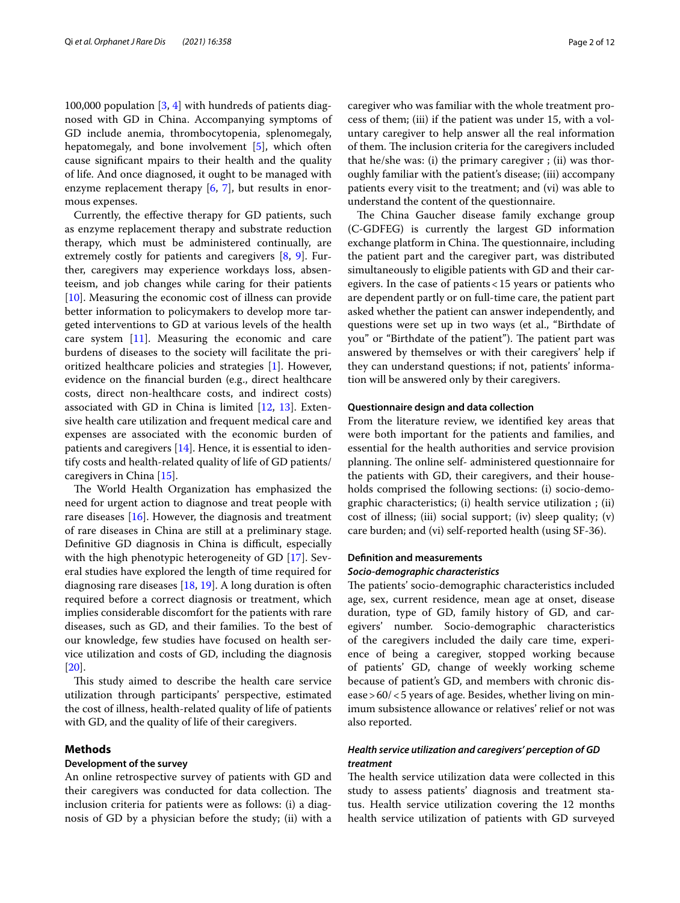100,000 population [3, 4] with hundreds of patients diagnosed with GD in China. Accompanying symptoms of GD include anemia, thrombocytopenia, splenomegaly, hepatomegaly, and bone involvement [5], which often cause significant mpairs to their health and the quality of life. And once diagnosed, it ought to be managed with enzyme replacement therapy [6, 7], but results in enormous expenses.

Currently, the effective therapy for GD patients, such as enzyme replacement therapy and substrate reduction therapy, which must be administered continually, are extremely costly for patients and caregivers [8, 9]. Further, caregivers may experience workdays loss, absenteeism, and job changes while caring for their patients [10]. Measuring the economic cost of illness can provide better information to policymakers to develop more targeted interventions to GD at various levels of the health care system [11]. Measuring the economic and care burdens of diseases to the society will facilitate the prioritized healthcare policies and strategies [1]. However, evidence on the financial burden (e.g., direct healthcare costs, direct non-healthcare costs, and indirect costs) associated with GD in China is limited [12, 13]. Extensive health care utilization and frequent medical care and expenses are associated with the economic burden of patients and caregivers [14]. Hence, it is essential to identify costs and health-related quality of life of GD patients/caregivers in China [15].

The World Health Organization has emphasized the need for urgent action to diagnose and treat people with rare diseases [16]. However, the diagnosis and treatment of rare diseases in China are still at a preliminary stage. Definitive GD diagnosis in China is difficult, especially with the high phenotypic heterogeneity of GD [17]. Several studies have explored the length of time required for diagnosing rare diseases [18, 19]. A long duration is often required before a correct diagnosis or treatment, which implies considerable discomfort for the patients with rare diseases, such as GD, and their families. To the best of our knowledge, few studies have focused on health service utilization and costs of GD, including the diagnosis [20].

This study aimed to describe the health care service utilization through participants' perspective, estimated the cost of illness, health-related quality of life of patients with GD, and the quality of life of their caregivers.

## Methods

### Development of the survey

An online retrospective survey of patients with GD and their caregivers was conducted for data collection. The inclusion criteria for patients were as follows: (i) a diagnosis of GD by a physician before the study; (ii) with a caregiver who was familiar with the whole treatment process of them; (iii) if the patient was under 15, with a voluntary caregiver to help answer all the real information of them. The inclusion criteria for the caregivers included that he/she was: (i) the primary caregiver ; (ii) was thoroughly familiar with the patient's disease; (iii) accompany patients every visit to the treatment; and (vi) was able to understand the content of the questionnaire.

The China Gaucher disease family exchange group (C-GDFEG) is currently the largest GD information exchange platform in China. The questionnaire, including the patient part and the caregiver part, was distributed simultaneously to eligible patients with GD and their caregivers. In the case of patients < 15 years or patients who are dependent partly or on full-time care, the patient part asked whether the patient can answer independently, and questions were set up in two ways (et al., "Birthdate of you" or "Birthdate of the patient"). The patient part was answered by themselves or with their caregivers' help if they can understand questions; if not, patients' information will be answered only by their caregivers.

### Questionnaire design and data collection

From the literature review, we identified key areas that were both important for the patients and families, and essential for the health authorities and service provision planning. The online self- administered questionnaire for the patients with GD, their caregivers, and their households comprised the following sections: (i) socio-demographic characteristics; (i) health service utilization ; (ii) cost of illness; (iii) social support; (iv) sleep quality; (v) care burden; and (vi) self-reported health (using SF-36).

### Definition and measurements

#### *Socio-demographic characteristics*

The patients' socio-demographic characteristics included age, sex, current residence, mean age at onset, disease duration, type of GD, family history of GD, and caregivers' number. Socio-demographic characteristics of the caregivers included the daily care time, experience of being a caregiver, stopped working because of patients' GD, change of weekly working scheme because of patient's GD, and members with chronic disease > 60/ < 5 years of age. Besides, whether living on minimum subsistence allowance or relatives' relief or not was also reported.

#### *Health service utilization and caregivers' perception of GD treatment*

The health service utilization data were collected in this study to assess patients' diagnosis and treatment status. Health service utilization covering the 12 months health service utilization of patients with GD surveyed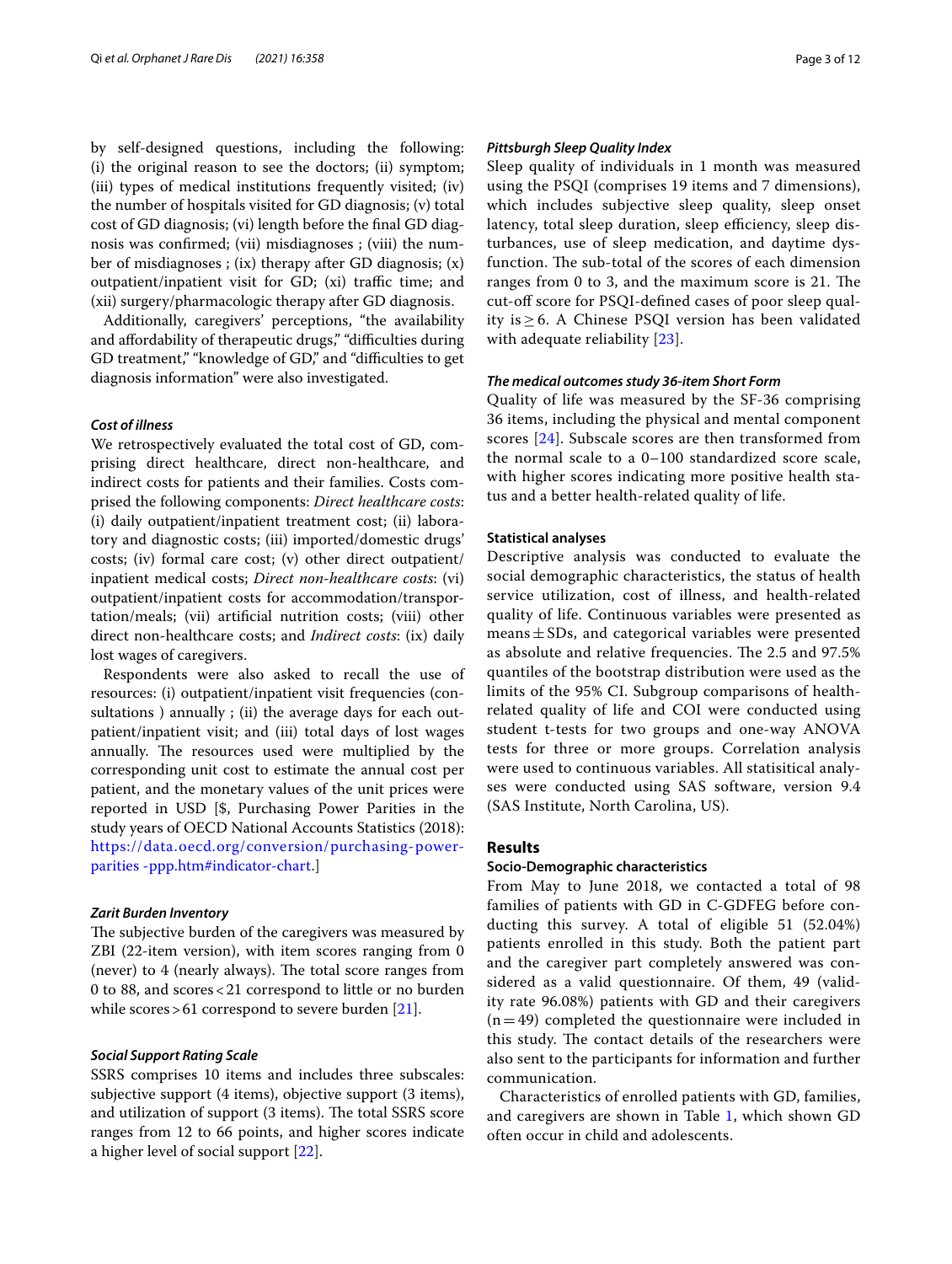by self-designed questions, including the following: (i) the original reason to see the doctors; (ii) symptom; (iii) types of medical institutions frequently visited; (iv) the number of hospitals visited for GD diagnosis; (v) total cost of GD diagnosis; (vi) length before the final GD diagnosis was confirmed; (vii) misdiagnoses ; (viii) the number of misdiagnoses ; (ix) therapy after GD diagnosis; (x) outpatient/inpatient visit for GD; (xi) traffic time; and (xii) surgery/pharmacologic therapy after GD diagnosis.

Additionally, caregivers' perceptions, "the availability and affordability of therapeutic drugs," "difficulties during GD treatment," "knowledge of GD," and "difficulties to get diagnosis information" were also investigated.

### *Cost of illness*

We retrospectively evaluated the total cost of GD, comprising direct healthcare, direct non-healthcare, and indirect costs for patients and their families. Costs comprised the following components: *Direct healthcare costs*: (i) daily outpatient/inpatient treatment cost; (ii) laboratory and diagnostic costs; (iii) imported/domestic drugs' costs; (iv) formal care cost; (v) other direct outpatient/inpatient medical costs; *Direct non-healthcare costs*: (vi) outpatient/inpatient costs for accommodation/transportation/meals; (vii) artificial nutrition costs; (viii) other direct non-healthcare costs; and *Indirect costs*: (ix) daily lost wages of caregivers.

Respondents were also asked to recall the use of resources: (i) outpatient/inpatient visit frequencies (consultations ) annually ; (ii) the average days for each outpatient/inpatient visit; and (iii) total days of lost wages annually. The resources used were multiplied by the corresponding unit cost to estimate the annual cost per patient, and the monetary values of the unit prices were reported in USD [$, Purchasing Power Parities in the study years of OECD National Accounts Statistics (2018): https://data.oecd.org/conversion/purchasing-power-parities -ppp.htm#indicator-chart.]

### *Zarit Burden Inventory*

The subjective burden of the caregivers was measured by ZBI (22-item version), with item scores ranging from 0 (never) to 4 (nearly always). The total score ranges from 0 to 88, and scores < 21 correspond to little or no burden while scores > 61 correspond to severe burden [21].

### *Social Support Rating Scale*

SSRS comprises 10 items and includes three subscales: subjective support (4 items), objective support (3 items), and utilization of support (3 items). The total SSRS score ranges from 12 to 66 points, and higher scores indicate a higher level of social support [22].

### *Pittsburgh Sleep Quality Index*

Sleep quality of individuals in 1 month was measured using the PSQI (comprises 19 items and 7 dimensions), which includes subjective sleep quality, sleep onset latency, total sleep duration, sleep efficiency, sleep disturbances, use of sleep medication, and daytime dysfunction. The sub-total of the scores of each dimension ranges from 0 to 3, and the maximum score is 21. The cut-off score for PSQI-defined cases of poor sleep quality is $\geq 6$. A Chinese PSQI version has been validated with adequate reliability [23].

### *The medical outcomes study 36-item Short Form*

Quality of life was measured by the SF-36 comprising 36 items, including the physical and mental component scores [24]. Subscale scores are then transformed from the normal scale to a 0–100 standardized score scale, with higher scores indicating more positive health status and a better health-related quality of life.

### Statistical analyses

Descriptive analysis was conducted to evaluate the social demographic characteristics, the status of health service utilization, cost of illness, and health-related quality of life. Continuous variables were presented as means $\pm$ SDs, and categorical variables were presented as absolute and relative frequencies. The 2.5 and 97.5% quantiles of the bootstrap distribution were used as the limits of the 95% CI. Subgroup comparisons of health-related quality of life and COI were conducted using student t-tests for two groups and one-way ANOVA tests for three or more groups. Correlation analysis were used to continuous variables. All statisitical analyses were conducted using SAS software, version 9.4 (SAS Institute, North Carolina, US).

## Results

### Socio-Demographic characteristics

From May to June 2018, we contacted a total of 98 families of patients with GD in C-GDFEG before conducting this survey. A total of eligible 51 (52.04%) patients enrolled in this study. Both the patient part and the caregiver part completely answered was considered as a valid questionnaire. Of them, 49 (validity rate 96.08%) patients with GD and their caregivers ($n = 49$) completed the questionnaire were included in this study. The contact details of the researchers were also sent to the participants for information and further communication.

Characteristics of enrolled patients with GD, families, and caregivers are shown in Table 1, which shown GD often occur in child and adolescents.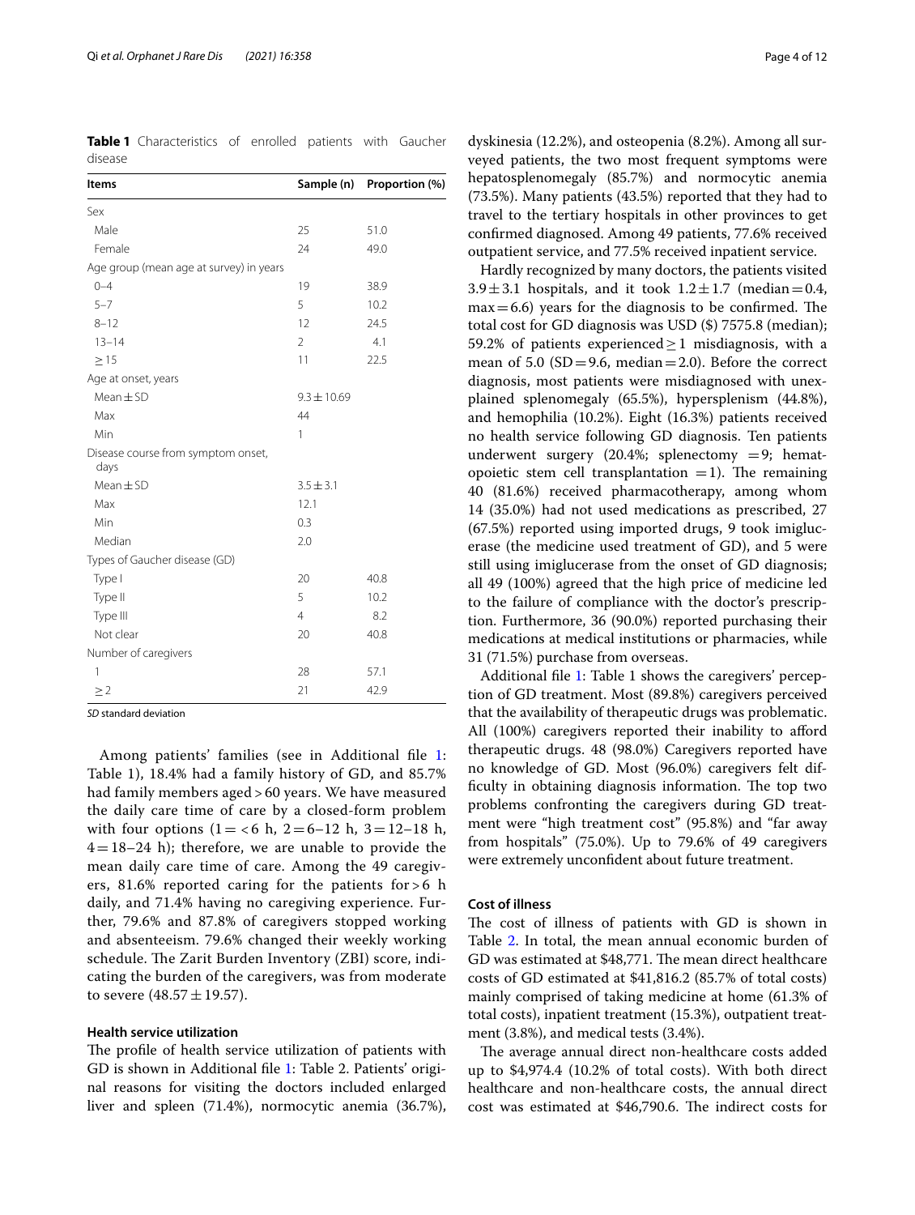**Table 1** Characteristics of enrolled patients with Gaucher disease

| Items | Sample (n) | Proportion (%) |
|---|---|---|
| Sex | | |
| Male | 25 | 51.0 |
| Female | 24 | 49.0 |
| Age group (mean age at survey) in years | | |
| 0–4 | 19 | 38.9 |
| 5–7 | 5 | 10.2 |
| 8–12 | 12 | 24.5 |
| 13–14 | 2 | 4.1 |
| ≥ 15 | 11 | 22.5 |
| Age at onset, years | | |
| Mean ± SD | 9.3 ± 10.69 | |
| Max | 44 | |
| Min | 1 | |
| Disease course from symptom onset, days | | |
| Mean ± SD | 3.5 ± 3.1 | |
| Max | 12.1 | |
| Min | 0.3 | |
| Median | 2.0 | |
| Types of Gaucher disease (GD) | | |
| Type I | 20 | 40.8 |
| Type II | 5 | 10.2 |
| Type III | 4 | 8.2 |
| Not clear | 20 | 40.8 |
| Number of caregivers | | |
| 1 | 28 | 57.1 |
| ≥ 2 | 21 | 42.9 |

*SD* standard deviation

Among patients' families (see in Additional file 1: Table 1), 18.4% had a family history of GD, and 85.7% had family members aged > 60 years. We have measured the daily care time of care by a closed-form problem with four options (1 = < 6 h, 2 = 6–12 h, 3 = 12–18 h, 4 = 18–24 h); therefore, we are unable to provide the mean daily care time of care. Among the 49 caregivers, 81.6% reported caring for the patients for > 6 h daily, and 71.4% having no caregiving experience. Further, 79.6% and 87.8% of caregivers stopped working and absenteeism. 79.6% changed their weekly working schedule. The Zarit Burden Inventory (ZBI) score, indicating the burden of the caregivers, was from moderate to severe (48.57 ± 19.57).

### Health service utilization

The profile of health service utilization of patients with GD is shown in Additional file 1: Table 2. Patients' original reasons for visiting the doctors included enlarged liver and spleen (71.4%), normocytic anemia (36.7%), dyskinesia (12.2%), and osteopenia (8.2%). Among all surveyed patients, the two most frequent symptoms were hepatosplenomegaly (85.7%) and normocytic anemia (73.5%). Many patients (43.5%) reported that they had to travel to the tertiary hospitals in other provinces to get confirmed diagnosed. Among 49 patients, 77.6% received outpatient service, and 77.5% received inpatient service.

Hardly recognized by many doctors, the patients visited 3.9 ± 3.1 hospitals, and it took 1.2 ± 1.7 (median = 0.4, max = 6.6) years for the diagnosis to be confirmed. The total cost for GD diagnosis was USD ($) 7575.8 (median); 59.2% of patients experienced ≥ 1 misdiagnosis, with a mean of 5.0 (SD = 9.6, median = 2.0). Before the correct diagnosis, most patients were misdiagnosed with unexplained splenomegaly (65.5%), hypersplenism (44.8%), and hemophilia (10.2%). Eight (16.3%) patients received no health service following GD diagnosis. Ten patients underwent surgery (20.4%; splenectomy = 9; hematopoietic stem cell transplantation = 1). The remaining 40 (81.6%) received pharmacotherapy, among whom 14 (35.0%) had not used medications as prescribed, 27 (67.5%) reported using imported drugs, 9 took imiglucerase (the medicine used treatment of GD), and 5 were still using imiglucerase from the onset of GD diagnosis; all 49 (100%) agreed that the high price of medicine led to the failure of compliance with the doctor's prescription. Furthermore, 36 (90.0%) reported purchasing their medications at medical institutions or pharmacies, while 31 (71.5%) purchase from overseas.

Additional file 1: Table 1 shows the caregivers' perception of GD treatment. Most (89.8%) caregivers perceived that the availability of therapeutic drugs was problematic. All (100%) caregivers reported their inability to afford therapeutic drugs. 48 (98.0%) Caregivers reported have no knowledge of GD. Most (96.0%) caregivers felt difficulty in obtaining diagnosis information. The top two problems confronting the caregivers during GD treatment were "high treatment cost" (95.8%) and "far away from hospitals" (75.0%). Up to 79.6% of 49 caregivers were extremely unconfident about future treatment.

### Cost of illness

The cost of illness of patients with GD is shown in Table 2. In total, the mean annual economic burden of GD was estimated at $48,771. The mean direct healthcare costs of GD estimated at $41,816.2 (85.7% of total costs) mainly comprised of taking medicine at home (61.3% of total costs), inpatient treatment (15.3%), outpatient treatment (3.8%), and medical tests (3.4%).

The average annual direct non-healthcare costs added up to $4,974.4 (10.2% of total costs). With both direct healthcare and non-healthcare costs, the annual direct cost was estimated at $46,790.6. The indirect costs for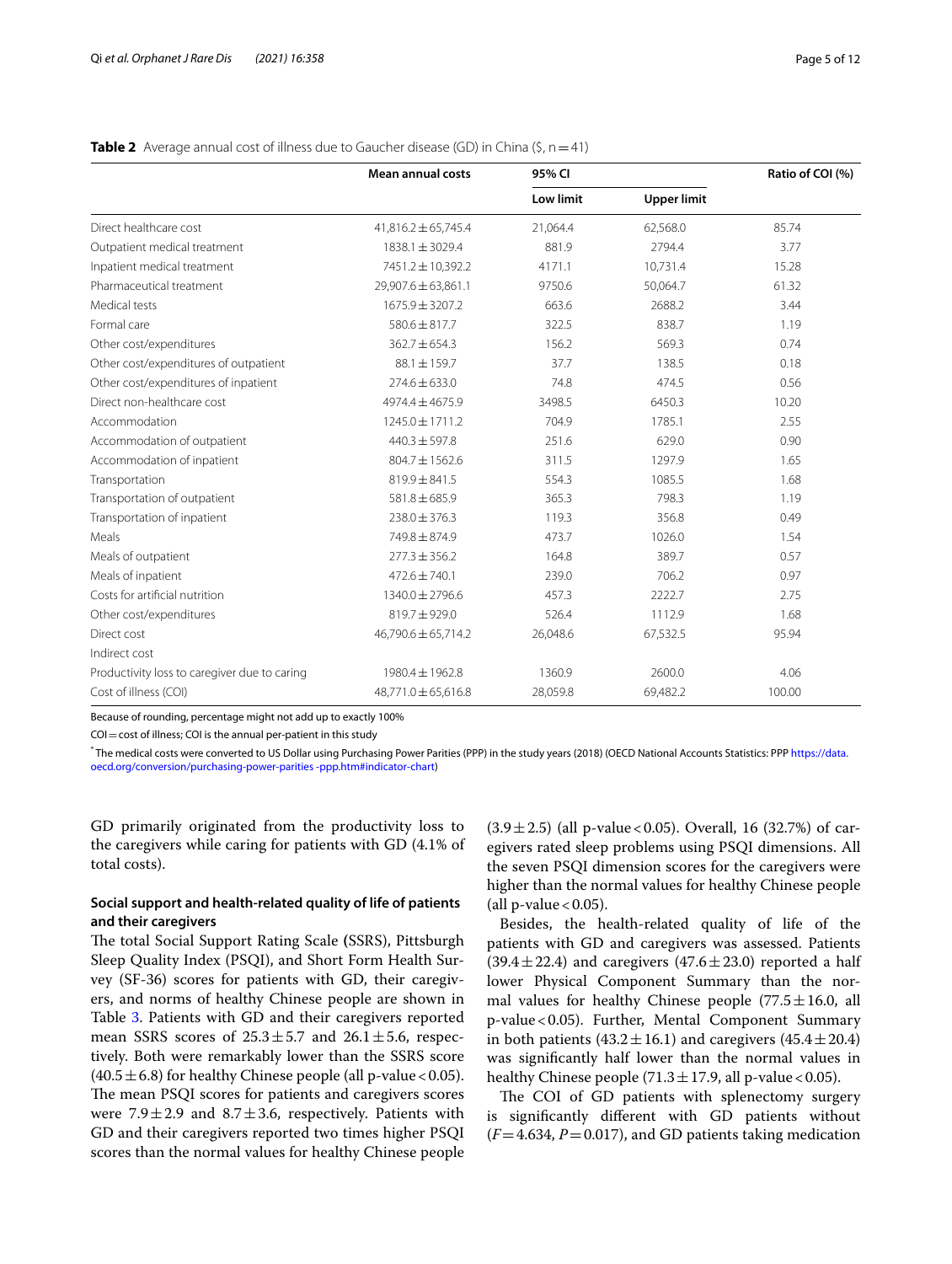**Table 2** Average annual cost of illness due to Gaucher disease (GD) in China ($, n = 41)

| | Mean annual costs | 95% CI | | Ratio of COI (%) |
|---|---|---|---|---|
| | | Low limit | Upper limit | |
| Direct healthcare cost | 41,816.2 ± 65,745.4 | 21,064.4 | 62,568.0 | 85.74 |
| Outpatient medical treatment | 1838.1 ± 3029.4 | 881.9 | 2794.4 | 3.77 |
| Inpatient medical treatment | 7451.2 ± 10,392.2 | 4171.1 | 10,731.4 | 15.28 |
| Pharmaceutical treatment | 29,907.6 ± 63,861.1 | 9750.6 | 50,064.7 | 61.32 |
| Medical tests | 1675.9 ± 3207.2 | 663.6 | 2688.2 | 3.44 |
| Formal care | 580.6 ± 817.7 | 322.5 | 838.7 | 1.19 |
| Other cost/expenditures | 362.7 ± 654.3 | 156.2 | 569.3 | 0.74 |
| Other cost/expenditures of outpatient | 88.1 ± 159.7 | 37.7 | 138.5 | 0.18 |
| Other cost/expenditures of inpatient | 274.6 ± 633.0 | 74.8 | 474.5 | 0.56 |
| Direct non-healthcare cost | 4974.4 ± 4675.9 | 3498.5 | 6450.3 | 10.20 |
| Accommodation | 1245.0 ± 1711.2 | 704.9 | 1785.1 | 2.55 |
| Accommodation of outpatient | 440.3 ± 597.8 | 251.6 | 629.0 | 0.90 |
| Accommodation of inpatient | 804.7 ± 1562.6 | 311.5 | 1297.9 | 1.65 |
| Transportation | 819.9 ± 841.5 | 554.3 | 1085.5 | 1.68 |
| Transportation of outpatient | 581.8 ± 685.9 | 365.3 | 798.3 | 1.19 |
| Transportation of inpatient | 238.0 ± 376.3 | 119.3 | 356.8 | 0.49 |
| Meals | 749.8 ± 874.9 | 473.7 | 1026.0 | 1.54 |
| Meals of outpatient | 277.3 ± 356.2 | 164.8 | 389.7 | 0.57 |
| Meals of inpatient | 472.6 ± 740.1 | 239.0 | 706.2 | 0.97 |
| Costs for artificial nutrition | 1340.0 ± 2796.6 | 457.3 | 2222.7 | 2.75 |
| Other cost/expenditures | 819.7 ± 929.0 | 526.4 | 1112.9 | 1.68 |
| Direct cost | 46,790.6 ± 65,714.2 | 26,048.6 | 67,532.5 | 95.94 |
| Indirect cost | | | | |
| Productivity loss to caregiver due to caring | 1980.4 ± 1962.8 | 1360.9 | 2600.0 | 4.06 |
| Cost of illness (COI) | 48,771.0 ± 65,616.8 | 28,059.8 | 69,482.2 | 100.00 |

Because of rounding, percentage might not add up to exactly 100%

COI = cost of illness; COI is the annual per-patient in this study

* The medical costs were converted to US Dollar using Purchasing Power Parities (PPP) in the study years (2018) (OECD National Accounts Statistics: PPP https://data.oecd.org/conversion/purchasing-power-parities-ppp.htm#indicator-chart)

GD primarily originated from the productivity loss to the caregivers while caring for patients with GD (4.1% of total costs).

### Social support and health-related quality of life of patients and their caregivers

The total Social Support Rating Scale (SSRS), Pittsburgh Sleep Quality Index (PSQI), and Short Form Health Survey (SF-36) scores for patients with GD, their caregivers, and norms of healthy Chinese people are shown in Table 3. Patients with GD and their caregivers reported mean SSRS scores of 25.3 ± 5.7 and 26.1 ± 5.6, respectively. Both were remarkably lower than the SSRS score (40.5 ± 6.8) for healthy Chinese people (all p-value < 0.05). The mean PSQI scores for patients and caregivers scores were 7.9 ± 2.9 and 8.7 ± 3.6, respectively. Patients with GD and their caregivers reported two times higher PSQI scores than the normal values for healthy Chinese people (3.9 ± 2.5) (all p-value < 0.05). Overall, 16 (32.7%) of caregivers rated sleep problems using PSQI dimensions. All the seven PSQI dimension scores for the caregivers were higher than the normal values for healthy Chinese people (all p-value < 0.05).

Besides, the health-related quality of life of the patients with GD and caregivers was assessed. Patients (39.4 ± 22.4) and caregivers (47.6 ± 23.0) reported a half lower Physical Component Summary than the normal values for healthy Chinese people (77.5 ± 16.0, all p-value < 0.05). Further, Mental Component Summary in both patients (43.2 ± 16.1) and caregivers (45.4 ± 20.4) was significantly half lower than the normal values in healthy Chinese people (71.3 ± 17.9, all p-value < 0.05).

The COI of GD patients with splenectomy surgery is significantly different with GD patients without ($F = 4.634$, $P = 0.017$), and GD patients taking medication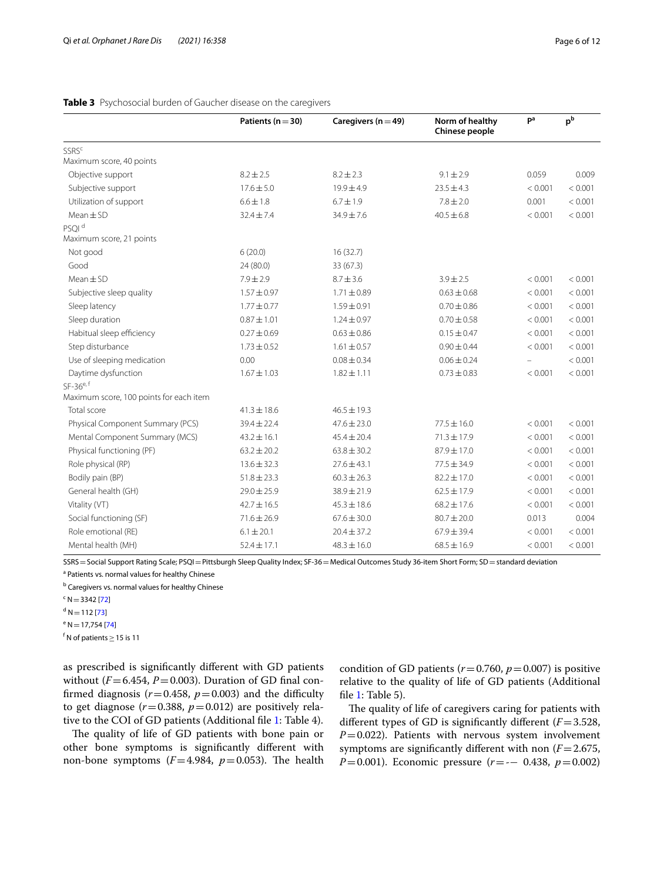**Table 3** Psychosocial burden of Gaucher disease on the caregivers

| | Patients (n = 30) | Caregivers (n = 49) | Norm of healthy Chinese people | P[a] | p[b] |
|---|---|---|---|---|---|
| SSRS[c] | | | | | |
| Maximum score, 40 points | | | | | |
| Objective support | 8.2 ± 2.5 | 8.2 ± 2.3 | 9.1 ± 2.9 | 0.059 | 0.009 |
| Subjective support | 17.6 ± 5.0 | 19.9 ± 4.9 | 23.5 ± 4.3 | < 0.001 | < 0.001 |
| Utilization of support | 6.6 ± 1.8 | 6.7 ± 1.9 | 7.8 ± 2.0 | 0.001 | < 0.001 |
| Mean ± SD | 32.4 ± 7.4 | 34.9 ± 7.6 | 40.5 ± 6.8 | < 0.001 | < 0.001 |
| PSQI[d] | | | | | |
| Maximum score, 21 points | | | | | |
| Not good | 6 (20.0) | 16 (32.7) | | | |
| Good | 24 (80.0) | 33 (67.3) | | | |
| Mean ± SD | 7.9 ± 2.9 | 8.7 ± 3.6 | 3.9 ± 2.5 | < 0.001 | < 0.001 |
| Subjective sleep quality | 1.57 ± 0.97 | 1.71 ± 0.89 | 0.63 ± 0.68 | < 0.001 | < 0.001 |
| Sleep latency | 1.77 ± 0.77 | 1.59 ± 0.91 | 0.70 ± 0.86 | < 0.001 | < 0.001 |
| Sleep duration | 0.87 ± 1.01 | 1.24 ± 0.97 | 0.70 ± 0.58 | < 0.001 | < 0.001 |
| Habitual sleep efficiency | 0.27 ± 0.69 | 0.63 ± 0.86 | 0.15 ± 0.47 | < 0.001 | < 0.001 |
| Step disturbance | 1.73 ± 0.52 | 1.61 ± 0.57 | 0.90 ± 0.44 | < 0.001 | < 0.001 |
| Use of sleeping medication | 0.00 | 0.08 ± 0.34 | 0.06 ± 0.24 | – | < 0.001 |
| Daytime dysfunction | 1.67 ± 1.03 | 1.82 ± 1.11 | 0.73 ± 0.83 | < 0.001 | < 0.001 |
| SF-36[e, f] | | | | | |
| Maximum score, 100 points for each item | | | | | |
| Total score | 41.3 ± 18.6 | 46.5 ± 19.3 | | | |
| Physical Component Summary (PCS) | 39.4 ± 22.4 | 47.6 ± 23.0 | 77.5 ± 16.0 | < 0.001 | < 0.001 |
| Mental Component Summary (MCS) | 43.2 ± 16.1 | 45.4 ± 20.4 | 71.3 ± 17.9 | < 0.001 | < 0.001 |
| Physical functioning (PF) | 63.2 ± 20.2 | 63.8 ± 30.2 | 87.9 ± 17.0 | < 0.001 | < 0.001 |
| Role physical (RP) | 13.6 ± 32.3 | 27.6 ± 43.1 | 77.5 ± 34.9 | < 0.001 | < 0.001 |
| Bodily pain (BP) | 51.8 ± 23.3 | 60.3 ± 26.3 | 82.2 ± 17.0 | < 0.001 | < 0.001 |
| General health (GH) | 29.0 ± 25.9 | 38.9 ± 21.9 | 62.5 ± 17.9 | < 0.001 | < 0.001 |
| Vitality (VT) | 42.7 ± 16.5 | 45.3 ± 18.6 | 68.2 ± 17.6 | < 0.001 | < 0.001 |
| Social functioning (SF) | 71.6 ± 26.9 | 67.6 ± 30.0 | 80.7 ± 20.0 | 0.013 | 0.004 |
| Role emotional (RE) | 6.1 ± 20.1 | 20.4 ± 37.2 | 67.9 ± 39.4 | < 0.001 | < 0.001 |
| Mental health (MH) | 52.4 ± 17.1 | 48.3 ± 16.0 | 68.5 ± 16.9 | < 0.001 | < 0.001 |

SSRS = Social Support Rating Scale; PSQI = Pittsburgh Sleep Quality Index; SF-36 = Medical Outcomes Study 36-item Short Form; SD = standard deviation

[a] Patients vs. normal values for healthy Chinese

[b] Caregivers vs. normal values for healthy Chinese

[c] N = 3342 [72]

[d] N = 112 [73]

[e] N = 17,754 [74]

[f] N of patients ≥ 15 is 11

as prescribed is significantly different with GD patients without ($F = 6.454$, $P = 0.003$). Duration of GD final confirmed diagnosis ($r = 0.458$, $p = 0.003$) and the difficulty to get diagnose ($r = 0.388$, $p = 0.012$) are positively relative to the COI of GD patients (Additional file 1: Table 4).

The quality of life of GD patients with bone pain or other bone symptoms is significantly different with non-bone symptoms ($F = 4.984$, $p = 0.053$). The health condition of GD patients ($r = 0.760$, $p = 0.007$) is positive relative to the quality of life of GD patients (Additional file 1: Table 5).

The quality of life of caregivers caring for patients with different types of GD is significantly different ($F = 3.528$, $P = 0.022$). Patients with nervous system involvement symptoms are significantly different with non ($F = 2.675$, $P = 0.001$). Economic pressure ($r = -- 0.438$, $p = 0.002$)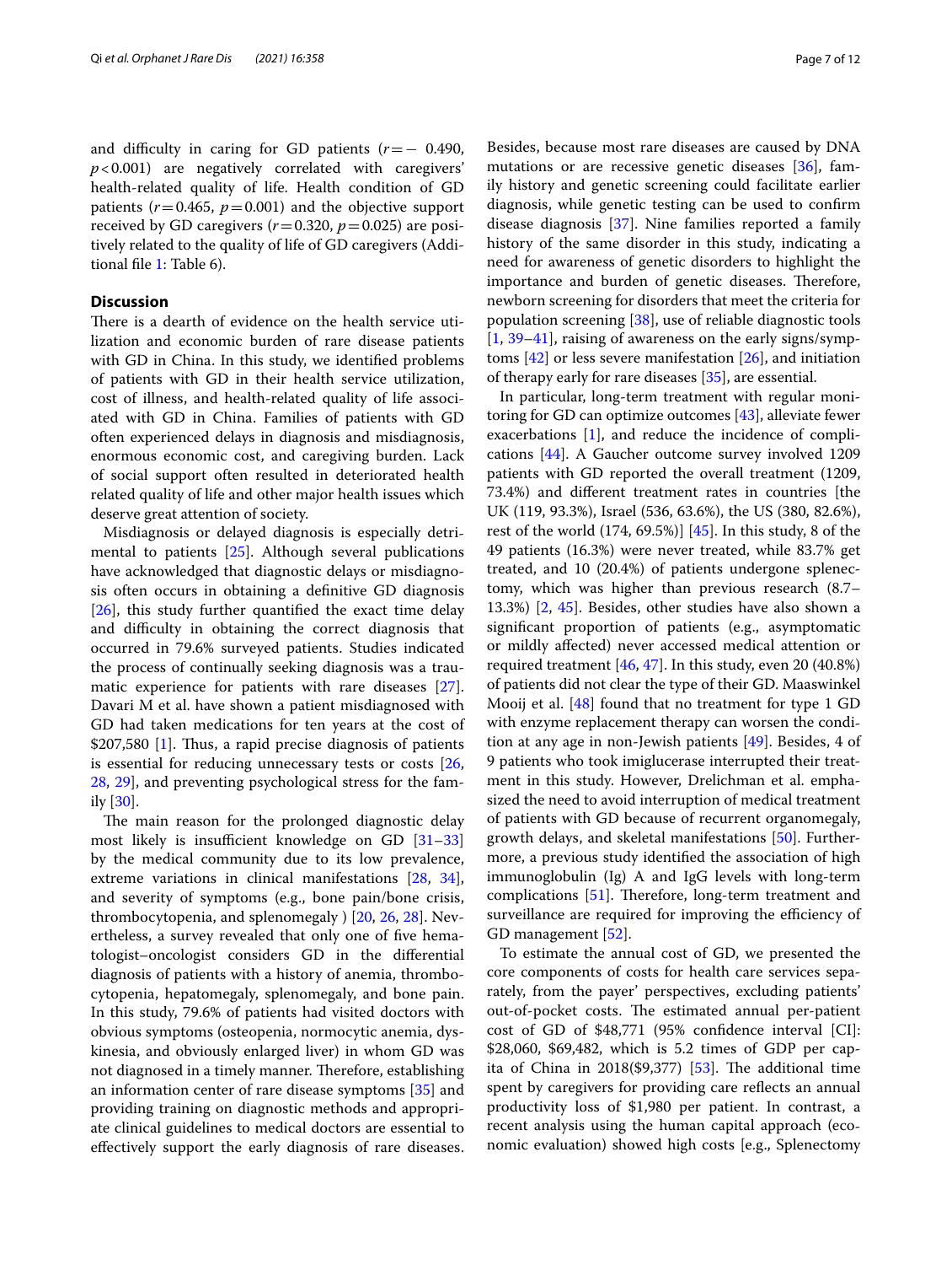and difficulty in caring for GD patients ($r = -0.490$, $p < 0.001$) are negatively correlated with caregivers' health-related quality of life. Health condition of GD patients ($r = 0.465$, $p = 0.001$) and the objective support received by GD caregivers ($r = 0.320$, $p = 0.025$) are positively related to the quality of life of GD caregivers (Additional file 1: Table 6).

## Discussion

There is a dearth of evidence on the health service utilization and economic burden of rare disease patients with GD in China. In this study, we identified problems of patients with GD in their health service utilization, cost of illness, and health-related quality of life associated with GD in China. Families of patients with GD often experienced delays in diagnosis and misdiagnosis, enormous economic cost, and caregiving burden. Lack of social support often resulted in deteriorated health related quality of life and other major health issues which deserve great attention of society.

Misdiagnosis or delayed diagnosis is especially detrimental to patients [25]. Although several publications have acknowledged that diagnostic delays or misdiagnosis often occurs in obtaining a definitive GD diagnosis [26], this study further quantified the exact time delay and difficulty in obtaining the correct diagnosis that occurred in 79.6% surveyed patients. Studies indicated the process of continually seeking diagnosis was a traumatic experience for patients with rare diseases [27]. Davari M et al. have shown a patient misdiagnosed with GD had taken medications for ten years at the cost of $207,580 [1]. Thus, a rapid precise diagnosis of patients is essential for reducing unnecessary tests or costs [26, 28, 29], and preventing psychological stress for the family [30].

The main reason for the prolonged diagnostic delay most likely is insufficient knowledge on GD [31–33] by the medical community due to its low prevalence, extreme variations in clinical manifestations [28, 34], and severity of symptoms (e.g., bone pain/bone crisis, thrombocytopenia, and splenomegaly ) [20, 26, 28]. Nevertheless, a survey revealed that only one of five hematologist–oncologist considers GD in the differential diagnosis of patients with a history of anemia, thrombocytopenia, hepatomegaly, splenomegaly, and bone pain. In this study, 79.6% of patients had visited doctors with obvious symptoms (osteopenia, normocytic anemia, dyskinesia, and obviously enlarged liver) in whom GD was not diagnosed in a timely manner. Therefore, establishing an information center of rare disease symptoms [35] and providing training on diagnostic methods and appropriate clinical guidelines to medical doctors are essential to effectively support the early diagnosis of rare diseases. Besides, because most rare diseases are caused by DNA mutations or are recessive genetic diseases [36], family history and genetic screening could facilitate earlier diagnosis, while genetic testing can be used to confirm disease diagnosis [37]. Nine families reported a family history of the same disorder in this study, indicating a need for awareness of genetic disorders to highlight the importance and burden of genetic diseases. Therefore, newborn screening for disorders that meet the criteria for population screening [38], use of reliable diagnostic tools [1, 39–41], raising of awareness on the early signs/symptoms [42] or less severe manifestation [26], and initiation of therapy early for rare diseases [35], are essential.

In particular, long-term treatment with regular monitoring for GD can optimize outcomes [43], alleviate fewer exacerbations [1], and reduce the incidence of complications [44]. A Gaucher outcome survey involved 1209 patients with GD reported the overall treatment (1209, 73.4%) and different treatment rates in countries [the UK (119, 93.3%), Israel (536, 63.6%), the US (380, 82.6%), rest of the world (174, 69.5%)] [45]. In this study, 8 of the 49 patients (16.3%) were never treated, while 83.7% get treated, and 10 (20.4%) of patients undergone splenectomy, which was higher than previous research (8.7–13.3%) [2, 45]. Besides, other studies have also shown a significant proportion of patients (e.g., asymptomatic or mildly affected) never accessed medical attention or required treatment [46, 47]. In this study, even 20 (40.8%) of patients did not clear the type of their GD. Maaswinkel Mooij et al. [48] found that no treatment for type 1 GD with enzyme replacement therapy can worsen the condition at any age in non-Jewish patients [49]. Besides, 4 of 9 patients who took imiglucerase interrupted their treatment in this study. However, Drelichman et al. emphasized the need to avoid interruption of medical treatment of patients with GD because of recurrent organomegaly, growth delays, and skeletal manifestations [50]. Furthermore, a previous study identified the association of high immunoglobulin (Ig) A and IgG levels with long-term complications [51]. Therefore, long-term treatment and surveillance are required for improving the efficiency of GD management [52].

To estimate the annual cost of GD, we presented the core components of costs for health care services separately, from the payer' perspectives, excluding patients' out-of-pocket costs. The estimated annual per-patient cost of GD of $48,771 (95% confidence interval [CI]: $28,060, $69,482, which is 5.2 times of GDP per capita of China in 2018($9,377) [53]. The additional time spent by caregivers for providing care reflects an annual productivity loss of $1,980 per patient. In contrast, a recent analysis using the human capital approach (economic evaluation) showed high costs [e.g., Splenectomy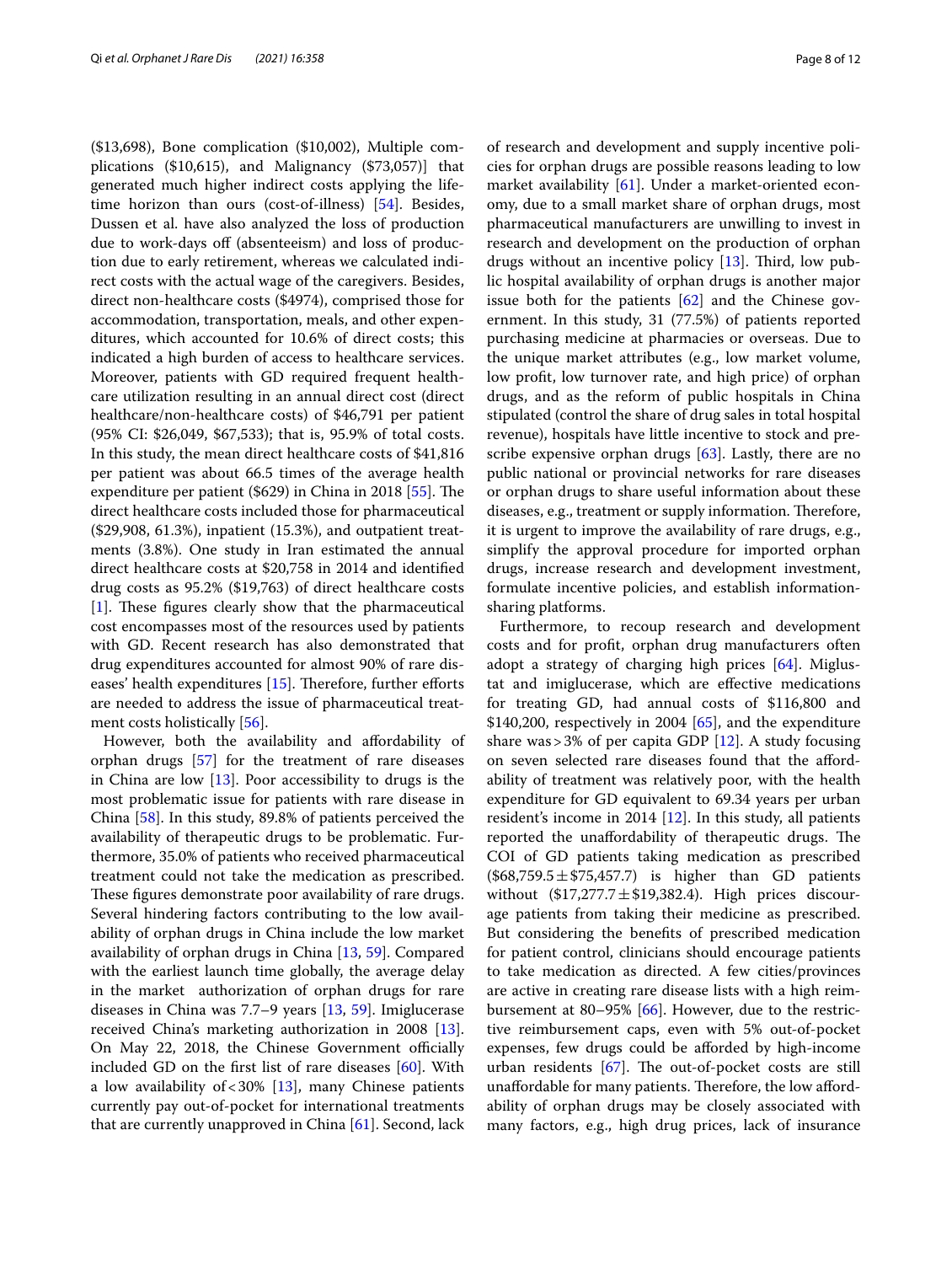($13,698), Bone complication ($10,002), Multiple complications ($10,615), and Malignancy ($73,057)] that generated much higher indirect costs applying the lifetime horizon than ours (cost-of-illness) [54]. Besides, Dussen et al. have also analyzed the loss of production due to work-days off (absenteeism) and loss of production due to early retirement, whereas we calculated indirect costs with the actual wage of the caregivers. Besides, direct non-healthcare costs ($4974), comprised those for accommodation, transportation, meals, and other expenditures, which accounted for 10.6% of direct costs; this indicated a high burden of access to healthcare services. Moreover, patients with GD required frequent healthcare utilization resulting in an annual direct cost (direct healthcare/non-healthcare costs) of $46,791 per patient (95% CI: $26,049, $67,533); that is, 95.9% of total costs. In this study, the mean direct healthcare costs of $41,816 per patient was about 66.5 times of the average health expenditure per patient ($629) in China in 2018 [55]. The direct healthcare costs included those for pharmaceutical ($29,908, 61.3%), inpatient (15.3%), and outpatient treatments (3.8%). One study in Iran estimated the annual direct healthcare costs at $20,758 in 2014 and identified drug costs as 95.2% ($19,763) of direct healthcare costs [1]. These figures clearly show that the pharmaceutical cost encompasses most of the resources used by patients with GD. Recent research has also demonstrated that drug expenditures accounted for almost 90% of rare diseases' health expenditures [15]. Therefore, further efforts are needed to address the issue of pharmaceutical treatment costs holistically [56].

However, both the availability and affordability of orphan drugs [57] for the treatment of rare diseases in China are low [13]. Poor accessibility to drugs is the most problematic issue for patients with rare disease in China [58]. In this study, 89.8% of patients perceived the availability of therapeutic drugs to be problematic. Furthermore, 35.0% of patients who received pharmaceutical treatment could not take the medication as prescribed. These figures demonstrate poor availability of rare drugs. Several hindering factors contributing to the low availability of orphan drugs in China include the low market availability of orphan drugs in China [13, 59]. Compared with the earliest launch time globally, the average delay in the market authorization of orphan drugs for rare diseases in China was 7.7–9 years [13, 59]. Imiglucerase received China's marketing authorization in 2008 [13]. On May 22, 2018, the Chinese Government officially included GD on the first list of rare diseases [60]. With a low availability of < 30% [13], many Chinese patients currently pay out-of-pocket for international treatments that are currently unapproved in China [61]. Second, lack of research and development and supply incentive policies for orphan drugs are possible reasons leading to low market availability [61]. Under a market-oriented economy, due to a small market share of orphan drugs, most pharmaceutical manufacturers are unwilling to invest in research and development on the production of orphan drugs without an incentive policy [13]. Third, low public hospital availability of orphan drugs is another major issue both for the patients [62] and the Chinese government. In this study, 31 (77.5%) of patients reported purchasing medicine at pharmacies or overseas. Due to the unique market attributes (e.g., low market volume, low profit, low turnover rate, and high price) of orphan drugs, and as the reform of public hospitals in China stipulated (control the share of drug sales in total hospital revenue), hospitals have little incentive to stock and prescribe expensive orphan drugs [63]. Lastly, there are no public national or provincial networks for rare diseases or orphan drugs to share useful information about these diseases, e.g., treatment or supply information. Therefore, it is urgent to improve the availability of rare drugs, e.g., simplify the approval procedure for imported orphan drugs, increase research and development investment, formulate incentive policies, and establish information-sharing platforms.

Furthermore, to recoup research and development costs and for profit, orphan drug manufacturers often adopt a strategy of charging high prices [64]. Miglustat and imiglucerase, which are effective medications for treating GD, had annual costs of $116,800 and $140,200, respectively in 2004 [65], and the expenditure share was > 3% of per capita GDP [12]. A study focusing on seven selected rare diseases found that the affordability of treatment was relatively poor, with the health expenditure for GD equivalent to 69.34 years per urban resident's income in 2014 [12]. In this study, all patients reported the unaffordability of therapeutic drugs. The COI of GD patients taking medication as prescribed ($68,759.5 ± $75,457.7) is higher than GD patients without ($17,277.7 ± $19,382.4). High prices discourage patients from taking their medicine as prescribed. But considering the benefits of prescribed medication for patient control, clinicians should encourage patients to take medication as directed. A few cities/provinces are active in creating rare disease lists with a high reimbursement at 80–95% [66]. However, due to the restrictive reimbursement caps, even with 5% out-of-pocket expenses, few drugs could be afforded by high-income urban residents [67]. The out-of-pocket costs are still unaffordable for many patients. Therefore, the low affordability of orphan drugs may be closely associated with many factors, e.g., high drug prices, lack of insurance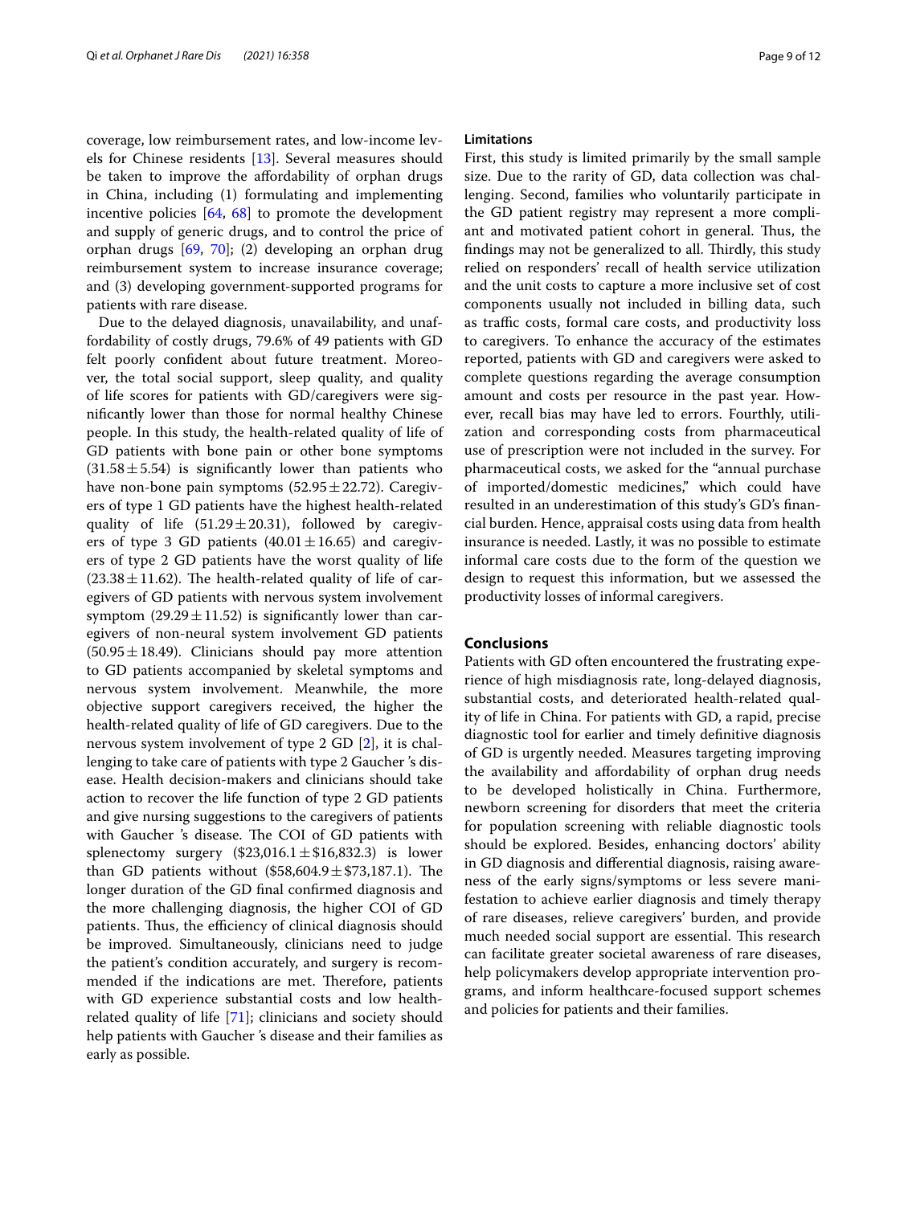coverage, low reimbursement rates, and low-income levels for Chinese residents [13]. Several measures should be taken to improve the affordability of orphan drugs in China, including (1) formulating and implementing incentive policies [64, 68] to promote the development and supply of generic drugs, and to control the price of orphan drugs [69, 70]; (2) developing an orphan drug reimbursement system to increase insurance coverage; and (3) developing government-supported programs for patients with rare disease.

Due to the delayed diagnosis, unavailability, and unaffordability of costly drugs, 79.6% of 49 patients with GD felt poorly confident about future treatment. Moreover, the total social support, sleep quality, and quality of life scores for patients with GD/caregivers were significantly lower than those for normal healthy Chinese people. In this study, the health-related quality of life of GD patients with bone pain or other bone symptoms ($31.58 \pm 5.54$) is significantly lower than patients who have non-bone pain symptoms ($52.95 \pm 22.72$). Caregivers of type 1 GD patients have the highest health-related quality of life ($51.29 \pm 20.31$), followed by caregivers of type 3 GD patients ($40.01 \pm 16.65$) and caregivers of type 2 GD patients have the worst quality of life ($23.38 \pm 11.62$). The health-related quality of life of caregivers of GD patients with nervous system involvement symptom ($29.29 \pm 11.52$) is significantly lower than caregivers of non-neural system involvement GD patients ($50.95 \pm 18.49$). Clinicians should pay more attention to GD patients accompanied by skeletal symptoms and nervous system involvement. Meanwhile, the more objective support caregivers received, the higher the health-related quality of life of GD caregivers. Due to the nervous system involvement of type 2 GD [2], it is challenging to take care of patients with type 2 Gaucher 's disease. Health decision-makers and clinicians should take action to recover the life function of type 2 GD patients and give nursing suggestions to the caregivers of patients with Gaucher 's disease. The COI of GD patients with splenectomy surgery ($23,016.1 ± $16,832.3) is lower than GD patients without ($58,604.9 ± $73,187.1). The longer duration of the GD final confirmed diagnosis and the more challenging diagnosis, the higher COI of GD patients. Thus, the efficiency of clinical diagnosis should be improved. Simultaneously, clinicians need to judge the patient's condition accurately, and surgery is recommended if the indications are met. Therefore, patients with GD experience substantial costs and low health-related quality of life [71]; clinicians and society should help patients with Gaucher 's disease and their families as early as possible.

### Limitations

First, this study is limited primarily by the small sample size. Due to the rarity of GD, data collection was challenging. Second, families who voluntarily participate in the GD patient registry may represent a more compliant and motivated patient cohort in general. Thus, the findings may not be generalized to all. Thirdly, this study relied on responders' recall of health service utilization and the unit costs to capture a more inclusive set of cost components usually not included in billing data, such as traffic costs, formal care costs, and productivity loss to caregivers. To enhance the accuracy of the estimates reported, patients with GD and caregivers were asked to complete questions regarding the average consumption amount and costs per resource in the past year. However, recall bias may have led to errors. Fourthly, utilization and corresponding costs from pharmaceutical use of prescription were not included in the survey. For pharmaceutical costs, we asked for the "annual purchase of imported/domestic medicines," which could have resulted in an underestimation of this study's GD's financial burden. Hence, appraisal costs using data from health insurance is needed. Lastly, it was no possible to estimate informal care costs due to the form of the question we design to request this information, but we assessed the productivity losses of informal caregivers.

## Conclusions

Patients with GD often encountered the frustrating experience of high misdiagnosis rate, long-delayed diagnosis, substantial costs, and deteriorated health-related quality of life in China. For patients with GD, a rapid, precise diagnostic tool for earlier and timely definitive diagnosis of GD is urgently needed. Measures targeting improving the availability and affordability of orphan drug needs to be developed holistically in China. Furthermore, newborn screening for disorders that meet the criteria for population screening with reliable diagnostic tools should be explored. Besides, enhancing doctors' ability in GD diagnosis and differential diagnosis, raising awareness of the early signs/symptoms or less severe manifestation to achieve earlier diagnosis and timely therapy of rare diseases, relieve caregivers' burden, and provide much needed social support are essential. This research can facilitate greater societal awareness of rare diseases, help policymakers develop appropriate intervention programs, and inform healthcare-focused support schemes and policies for patients and their families.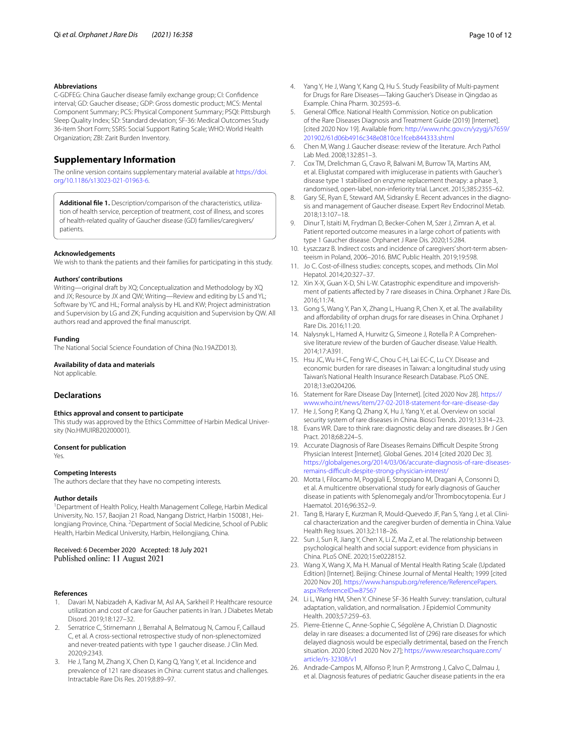### Abbreviations

C-GDFEG: China Gaucher disease family exchange group; CI: Confidence interval; GD: Gaucher disease.; GDP: Gross domestic product; MCS: Mental Component Summary; PCS: Physical Component Summary; PSQI: Pittsburgh Sleep Quality Index; SD: Standard deviation; SF-36: Medical Outcomes Study 36-item Short Form; SSRS: Social Support Rating Scale; WHO: World Health Organization; ZBI: Zarit Burden Inventory.

## Supplementary Information

The online version contains supplementary material available at https://doi.org/10.1186/s13023-021-01963-6.

**Additional file 1.** Description/comparison of the characteristics, utilization of health service, perception of treatment, cost of illness, and scores of health-related quality of Gaucher disease (GD) families/caregivers/patients.

### Acknowledgements

We wish to thank the patients and their families for participating in this study.

### Authors' contributions

Writing—original draft by XQ; Conceptualization and Methodology by XQ and JX; Resource by JX and QW; Writing—Review and editing by LS and YL; Software by YC and HL; Formal analysis by HL and KW; Project administration and Supervision by LG and ZK; Funding acquisition and Supervision by QW. All authors read and approved the final manuscript.

### Funding

The National Social Science Foundation of China (No.19AZD013).

### Availability of data and materials

Not applicable.

## Declarations

### Ethics approval and consent to participate

This study was approved by the Ethics Committee of Harbin Medical University (No.HMUIRB20200001).

### Consent for publication

Yes.

### Competing Interests

The authors declare that they have no competing interests.

### Author details

[1]Department of Health Policy, Health Management College, Harbin Medical University, No. 157, Baojian 21 Road, Nangang District, Harbin 150081, Heilongjiang Province, China. [2]Department of Social Medicine, School of Public Health, Harbin Medical University, Harbin, Heilongjiang, China.

Received: 6 December 2020 Accepted: 18 July 2021
Published online: 11 August 2021

### References

1. Davari M, Nabizadeh A, Kadivar M, Asl AA, Sarkheil P. Healthcare resource utilization and cost of care for Gaucher patients in Iran. J Diabetes Metab Disord. 2019;18:127–32.
2. Serratrice C, Stirnemann J, Berrahal A, Belmatoug N, Camou F, Caillaud C, et al. A cross-sectional retrospective study of non-splenectomized and never-treated patients with type 1 gaucher disease. J Clin Med. 2020;9:2343.
3. He J, Tang M, Zhang X, Chen D, Kang Q, Yang Y, et al. Incidence and prevalence of 121 rare diseases in China: current status and challenges. Intractable Rare Dis Res. 2019;8:89–97.
4. Yang Y, He J, Wang Y, Kang Q, Hu S. Study Feasibility of Multi-payment for Drugs for Rare Diseases—Taking Gaucher's Disease in Qingdao as Example. China Pharm. 30:2593–6.
5. General Office. National Health Commission. Notice on publication of the Rare Diseases Diagnosis and Treatment Guide (2019) [Internet]. [cited 2020 Nov 19]. Available from: http://www.nhc.gov.cn/yzygj/s7659/201902/61d06b4916c348e0810ce1fceb844333.shtml
6. Chen M, Wang J. Gaucher disease: review of the literature. Arch Pathol Lab Med. 2008;132:851–3.
7. Cox TM, Drelichman G, Cravo R, Balwani M, Burrow TA, Martins AM, et al. Eliglustat compared with imiglucerase in patients with Gaucher's disease type 1 stabilised on enzyme replacement therapy: a phase 3, randomised, open-label, non-inferiority trial. Lancet. 2015;385:2355–62.
8. Gary SE, Ryan E, Steward AM, Sidransky E. Recent advances in the diagnosis and management of Gaucher disease. Expert Rev Endocrinol Metab. 2018;13:107–18.
9. Dinur T, Istaiti M, Frydman D, Becker-Cohen M, Szer J, Zimran A, et al. Patient reported outcome measures in a large cohort of patients with type 1 Gaucher disease. Orphanet J Rare Dis. 2020;15:284.
10. Łyszczarz B. Indirect costs and incidence of caregivers' short-term absenteeism in Poland, 2006–2016. BMC Public Health. 2019;19:598.
11. Jo C. Cost-of-illness studies: concepts, scopes, and methods. Clin Mol Hepatol. 2014;20:327–37.
12. Xin X-X, Guan X-D, Shi L-W. Catastrophic expenditure and impoverishment of patients affected by 7 rare diseases in China. Orphanet J Rare Dis. 2016;11:74.
13. Gong S, Wang Y, Pan X, Zhang L, Huang R, Chen X, et al. The availability and affordability of orphan drugs for rare diseases in China. Orphanet J Rare Dis. 2016;11:20.
14. Nalysnyk L, Hamed A, Hurwitz G, Simeone J, Rotella P. A Comprehensive literature review of the burden of Gaucher disease. Value Health. 2014;17:A391.
15. Hsu JC, Wu H-C, Feng W-C, Chou C-H, Lai EC-C, Lu CY. Disease and economic burden for rare diseases in Taiwan: a longitudinal study using Taiwan's National Health Insurance Research Database. PLoS ONE. 2018;13:e0204206.
16. Statement for Rare Disease Day [Internet]. [cited 2020 Nov 28]. https://www.who.int/news/item/27-02-2018-statement-for-rare-disease-day
17. He J, Song P, Kang Q, Zhang X, Hu J, Yang Y, et al. Overview on social security system of rare diseases in China. Biosci Trends. 2019;13:314–23.
18. Evans WR. Dare to think rare: diagnostic delay and rare diseases. Br J Gen Pract. 2018;68:224–5.
19. Accurate Diagnosis of Rare Diseases Remains Difficult Despite Strong Physician Interest [Internet]. Global Genes. 2014 [cited 2020 Dec 3]. https://globalgenes.org/2014/03/06/accurate-diagnosis-of-rare-diseases-remains-difficult-despite-strong-physician-interest/
20. Motta I, Filocamo M, Poggiali E, Stroppiano M, Dragani A, Consonni D, et al. A multicentre observational study for early diagnosis of Gaucher disease in patients with Splenomegaly and/or Thrombocytopenia. Eur J Haematol. 2016;96:352–9.
21. Tang B, Harary E, Kurzman R, Mould-Quevedo JF, Pan S, Yang J, et al. Clinical characterization and the caregiver burden of dementia in China. Value Health Reg Issues. 2013;2:118–26.
22. Sun J, Sun R, Jiang Y, Chen X, Li Z, Ma Z, et al. The relationship between psychological health and social support: evidence from physicians in China. PLoS ONE. 2020;15:e0228152.
23. Wang X, Wang X, Ma H. Manual of Mental Health Rating Scale (Updated Edition) [Internet]. Beijing: Chinese Journal of Mental Health; 1999 [cited 2020 Nov 20]. https://www.hanspub.org/reference/ReferencePapers.aspx?ReferenceID=87567
24. Li L, Wang HM, Shen Y. Chinese SF-36 Health Survey: translation, cultural adaptation, validation, and normalisation. J Epidemiol Community Health. 2003;57:259–63.
25. Pierre-Etienne C, Anne-Sophie C, Ségolène A, Christian D. Diagnostic delay in rare diseases: a documented list of (296) rare diseases for which delayed diagnosis would be especially detrimental, based on the French situation. 2020 [cited 2020 Nov 27]; https://www.researchsquare.com/article/rs-32308/v1
26. Andrade-Campos M, Alfonso P, Irun P, Armstrong J, Calvo C, Dalmau J, et al. Diagnosis features of pediatric Gaucher disease patients in the era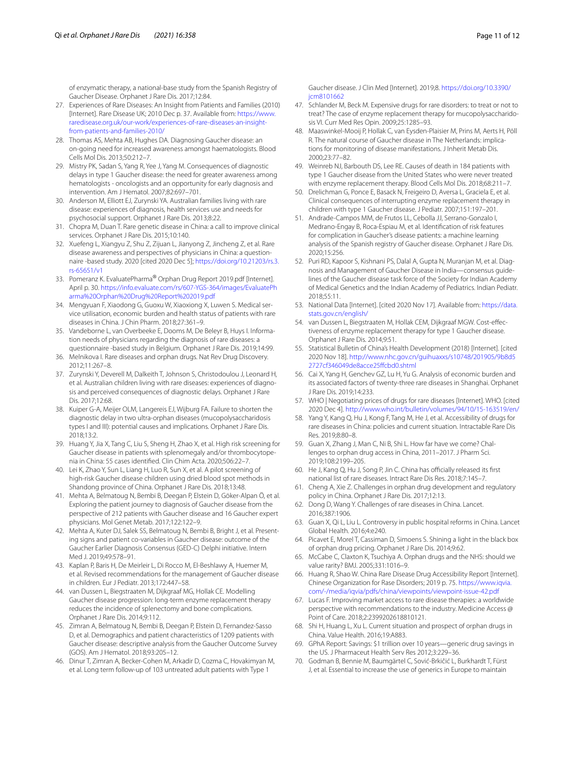of enzymatic therapy, a national-base study from the Spanish Registry of Gaucher Disease. Orphanet J Rare Dis. 2017;12:84.

27. Experiences of Rare Diseases: An Insight from Patients and Families (2010) [Internet]. Rare Disease UK; 2010 Dec p. 37. Available from: https://www.raredisease.org.uk/our-work/experiences-of-rare-diseases-an-insight-from-patients-and-families-2010/
28. Thomas AS, Mehta AB, Hughes DA. Diagnosing Gaucher disease: an on-going need for increased awareness amongst haematologists. Blood Cells Mol Dis. 2013;50:212–7.
29. Mistry PK, Sadan S, Yang R, Yee J, Yang M. Consequences of diagnostic delays in type 1 Gaucher disease: the need for greater awareness among hematologists - oncologists and an opportunity for early diagnosis and intervention. Am J Hematol. 2007;82:697–701.
30. Anderson M, Elliott EJ, Zurynski YA. Australian families living with rare disease: experiences of diagnosis, health services use and needs for psychosocial support. Orphanet J Rare Dis. 2013;8:22.
31. Chopra M, Duan T. Rare genetic disease in China: a call to improve clinical services. Orphanet J Rare Dis. 2015;10:140.
32. Xuefeng L, Xiangyu Z, Shu Z, Zijuan L, Jianyong Z, Jincheng Z, et al. Rare disease awareness and perspectives of physicians in China: a questionnaire -based study. 2020 [cited 2020 Dec 5]; https://doi.org/10.21203/rs.3.rs-65651/v1
33. Pomeranz K. EvaluatePharma® Orphan Drug Report 2019.pdf [Internet]. April p. 30. https://info.evaluate.com/rs/607-YGS-364/images/EvaluatePharma%20Orphan%20Drug%20Report%202019.pdf
34. Mengyuan F, Xiaodong G, Guoxu W, Xiaoxiong X, Luwen S. Medical service utilisation, economic burden and health status of patients with rare diseases in China. J Chin Pharm. 2018;27:361–9.
35. Vandeborne L, van Overbeeke E, Dooms M, De Beleyr B, Huys I. Information needs of physicians regarding the diagnosis of rare diseases: a questionnaire -based study in Belgium. Orphanet J Rare Dis. 2019;14:99.
36. Melnikova I. Rare diseases and orphan drugs. Nat Rev Drug Discovery. 2012;11:267–8.
37. Zurynski Y, Deverell M, Dalkeith T, Johnson S, Christodoulou J, Leonard H, et al. Australian children living with rare diseases: experiences of diagnosis and perceived consequences of diagnostic delays. Orphanet J Rare Dis. 2017;12:68.
38. Kuiper G-A, Meijer OLM, Langereis EJ, Wijburg FA. Failure to shorten the diagnostic delay in two ultra-orphan diseases (mucopolysaccharidosis types I and III): potential causes and implications. Orphanet J Rare Dis. 2018;13:2.
39. Huang Y, Jia X, Tang C, Liu S, Sheng H, Zhao X, et al. High risk screening for Gaucher disease in patients with splenomegaly and/or thrombocytopenia in China: 55 cases identified. Clin Chim Acta. 2020;506:22–7.
40. Lei K, Zhao Y, Sun L, Liang H, Luo R, Sun X, et al. A pilot screening of high-risk Gaucher disease children using dried blood spot methods in Shandong province of China. Orphanet J Rare Dis. 2018;13:48.
41. Mehta A, Belmatoug N, Bembi B, Deegan P, Elstein D, Göker-Alpan Ö, et al. Exploring the patient journey to diagnosis of Gaucher disease from the perspective of 212 patients with Gaucher disease and 16 Gaucher expert physicians. Mol Genet Metab. 2017;122:122–9.
42. Mehta A, Kuter DJ, Salek SS, Belmatoug N, Bembi B, Bright J, et al. Presenting signs and patient co-variables in Gaucher disease: outcome of the Gaucher Earlier Diagnosis Consensus (GED-C) Delphi initiative. Intern Med J. 2019;49:578–91.
43. Kaplan P, Baris H, De Meirleir L, Di Rocco M, El-Beshlawy A, Huemer M, et al. Revised recommendations for the management of Gaucher disease in children. Eur J Pediatr. 2013;172:447–58.
44. van Dussen L, Biegstraaten M, Dijkgraaf MG, Hollak CE. Modelling Gaucher disease progression: long-term enzyme replacement therapy reduces the incidence of splenectomy and bone complications. Orphanet J Rare Dis. 2014;9:112.
45. Zimran A, Belmatoug N, Bembi B, Deegan P, Elstein D, Fernandez-Sasso D, et al. Demographics and patient characteristics of 1209 patients with Gaucher disease: descriptive analysis from the Gaucher Outcome Survey (GOS). Am J Hematol. 2018;93:205–12.
46. Dinur T, Zimran A, Becker-Cohen M, Arkadir D, Cozma C, Hovakimyan M, et al. Long term follow-up of 103 untreated adult patients with Type 1 Gaucher disease. J Clin Med [Internet]. 2019;8. https://doi.org/10.3390/jcm8101662
47. Schlander M, Beck M. Expensive drugs for rare disorders: to treat or not to treat? The case of enzyme replacement therapy for mucopolysaccharidosis VI. Curr Med Res Opin. 2009;25:1285–93.
48. Maaswinkel-Mooij P, Hollak C, van Eysden-Plaisier M, Prins M, Aerts H, Pöll R. The natural course of Gaucher disease in The Netherlands: implications for monitoring of disease manifestations. J Inherit Metab Dis. 2000;23:77–82.
49. Weinreb NJ, Barbouth DS, Lee RE. Causes of death in 184 patients with type 1 Gaucher disease from the United States who were never treated with enzyme replacement therapy. Blood Cells Mol Dis. 2018;68:211–7.
50. Drelichman G, Ponce E, Basack N, Freigeiro D, Aversa L, Graciela E, et al. Clinical consequences of interrupting enzyme replacement therapy in children with type 1 Gaucher disease. J Pediatr. 2007;151:197–201.
51. Andrade-Campos MM, de Frutos LL, Cebolla JJ, Serrano-Gonzalo I, Medrano-Engay B, Roca-Espiau M, et al. Identification of risk features for complication in Gaucher's disease patients: a machine learning analysis of the Spanish registry of Gaucher disease. Orphanet J Rare Dis. 2020;15:256.
52. Puri RD, Kapoor S, Kishnani PS, Dalal A, Gupta N, Muranjan M, et al. Diagnosis and Management of Gaucher Disease in India—consensus guidelines of the Gaucher disease task force of the Society for Indian Academy of Medical Genetics and the Indian Academy of Pediatrics. Indian Pediatr. 2018;55:11.
53. National Data [Internet]. [cited 2020 Nov 17]. Available from: https://data.stats.gov.cn/english/
54. van Dussen L, Biegstraaten M, Hollak CEM, Dijkgraaf MGW. Cost-effectiveness of enzyme replacement therapy for type 1 Gaucher disease. Orphanet J Rare Dis. 2014;9:51.
55. Statistical Bulletin of China's Health Development (2018) [Internet]. [cited 2020 Nov 18]. http://www.nhc.gov.cn/guihuaxxs/s10748/201905/9b8d52727cf346049de8acce25ffcbd0.shtml
56. Cai X, Yang H, Genchev GZ, Lu H, Yu G. Analysis of economic burden and its associated factors of twenty-three rare diseases in Shanghai. Orphanet J Rare Dis. 2019;14:233.
57. WHO | Negotiating prices of drugs for rare diseases [Internet]. WHO. [cited 2020 Dec 4]. http://www.who.int/bulletin/volumes/94/10/15-163519/en/
58. Yang Y, Kang Q, Hu J, Kong F, Tang M, He J, et al. Accessibility of drugs for rare diseases in China: policies and current situation. Intractable Rare Dis Res. 2019;8:80–8.
59. Guan X, Zhang J, Man C, Ni B, Shi L. How far have we come? Challenges to orphan drug access in China, 2011–2017. J Pharm Sci. 2019;108:2199–205.
60. He J, Kang Q, Hu J, Song P, Jin C. China has officially released its first national list of rare diseases. Intract Rare Dis Res. 2018;7:145–7.
61. Cheng A, Xie Z. Challenges in orphan drug development and regulatory policy in China. Orphanet J Rare Dis. 2017;12:13.
62. Dong D, Wang Y. Challenges of rare diseases in China. Lancet. 2016;387:1906.
63. Guan X, Qi L, Liu L. Controversy in public hospital reforms in China. Lancet Global Health. 2016;4:e240.
64. Picavet E, Morel T, Cassiman D, Simoens S. Shining a light in the black box of orphan drug pricing. Orphanet J Rare Dis. 2014;9:62.
65. McCabe C, Claxton K, Tsuchiya A. Orphan drugs and the NHS: should we value rarity? BMJ. 2005;331:1016–9.
66. Huang R, Shao W. China Rare Disease Drug Accessibility Report [Internet]. Chinese Organization for Rase Disorders; 2019 p. 75. https://www.iqvia.com/-/media/iqvia/pdfs/china/viewpoints/viewpoint-issue-42.pdf
67. Lucas F. Improving market access to rare disease therapies: a worldwide perspective with recommendations to the industry. Medicine Access @ Point of Care. 2018;2:2399202618810121.
68. Shi H, Huang L, Xu L. Current situation and prospect of orphan drugs in China. Value Health. 2016;19:A883.
69. GPhA Report: Savings: $1 trillion over 10 years—generic drug savings in the US. J Pharmaceut Health Serv Res 2012;3:229–36.
70. Godman B, Bennie M, Baumgärtel C, Sović-Brkičić L, Burkhardt T, Fürst J, et al. Essential to increase the use of generics in Europe to maintain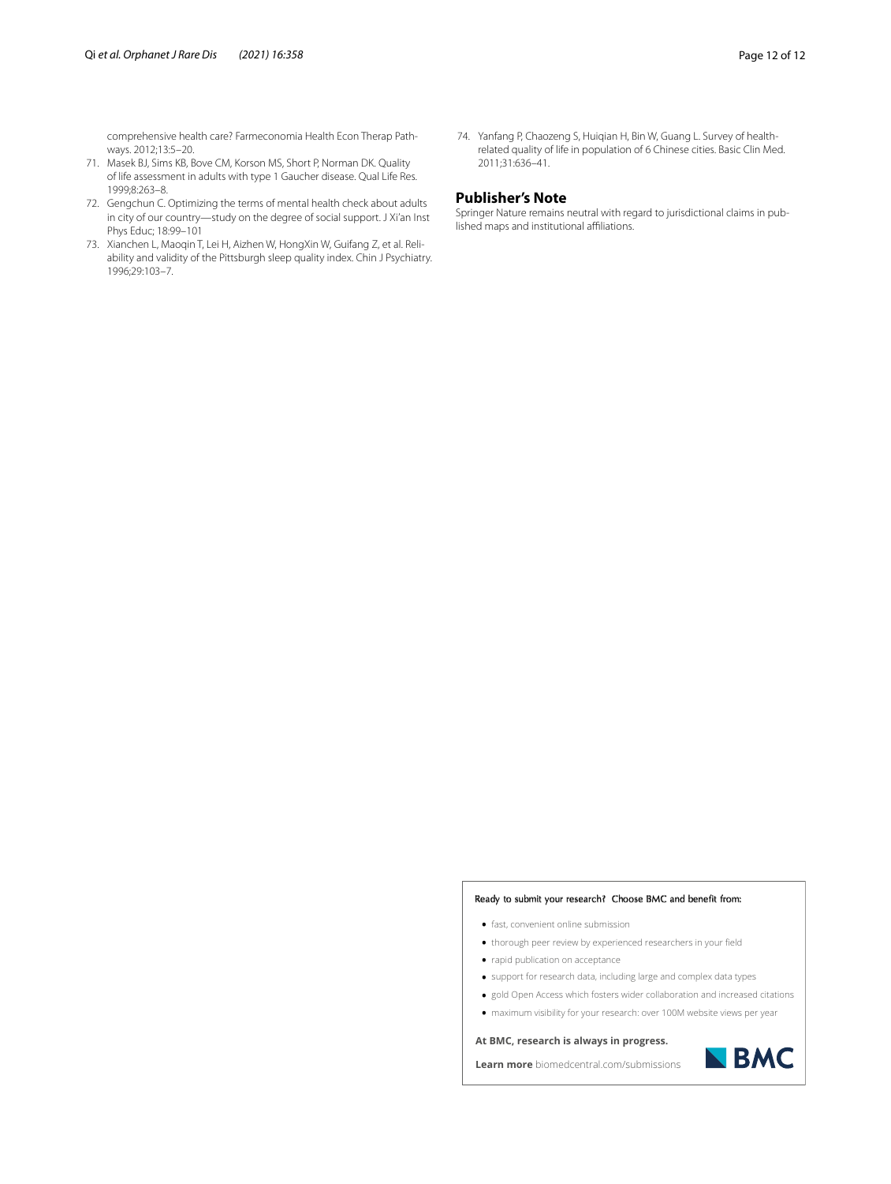comprehensive health care? Farmeconomia Health Econ Therap Pathways. 2012;13:5–20.

71. Masek BJ, Sims KB, Bove CM, Korson MS, Short P, Norman DK. Quality of life assessment in adults with type 1 Gaucher disease. Qual Life Res. 1999;8:263–8.
72. Gengchun C. Optimizing the terms of mental health check about adults in city of our country—study on the degree of social support. J Xi'an Inst Phys Educ; 18:99–101
73. Xianchen L, Maoqin T, Lei H, Aizhen W, HongXin W, Guifang Z, et al. Reliability and validity of the Pittsburgh sleep quality index. Chin J Psychiatry. 1996;29:103–7.
74. Yanfang P, Chaozeng S, Huiqian H, Bin W, Guang L. Survey of health-related quality of life in population of 6 Chinese cities. Basic Clin Med. 2011;31:636–41.

## Publisher's Note

Springer Nature remains neutral with regard to jurisdictional claims in published maps and institutional affiliations.

Ready to submit your research? Choose BMC and benefit from:

- fast, convenient online submission
- thorough peer review by experienced researchers in your field
- rapid publication on acceptance
- support for research data, including large and complex data types
- gold Open Access which fosters wider collaboration and increased citations
- maximum visibility for your research: over 100M website views per year

**At BMC, research is always in progress.**

**Learn more** biomedcentral.com/submissions

BMC